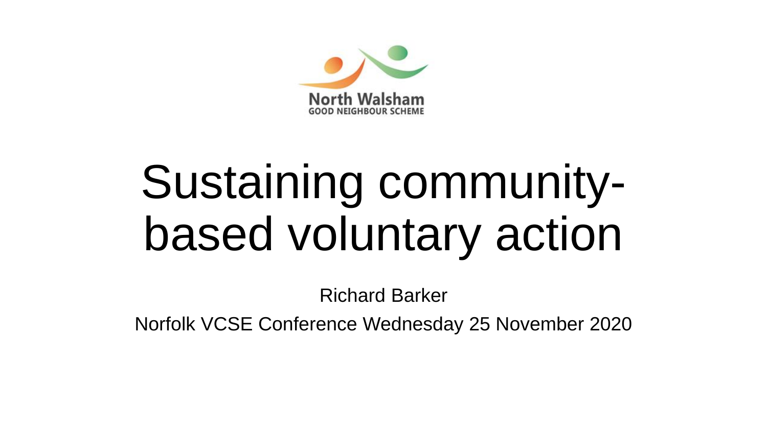North Walsham
GOOD NEIGHBOUR SCHEME

# Sustaining community-based voluntary action

Richard Barker

Norfolk VCSE Conference Wednesday 25 November 2020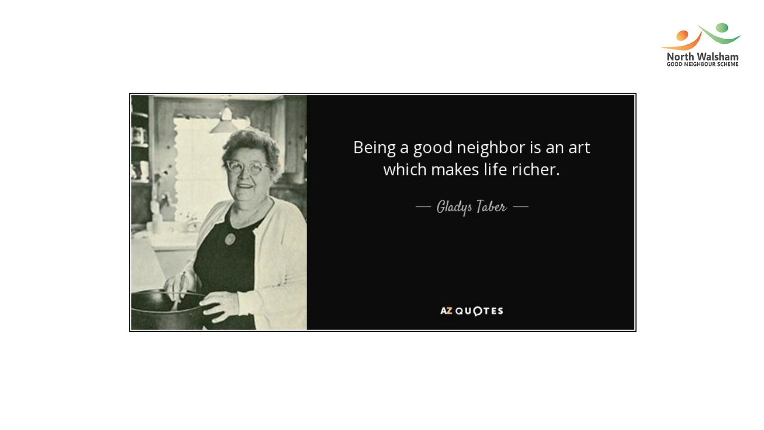Being a good neighbor is an art which makes life richer.

— Gladys Taber —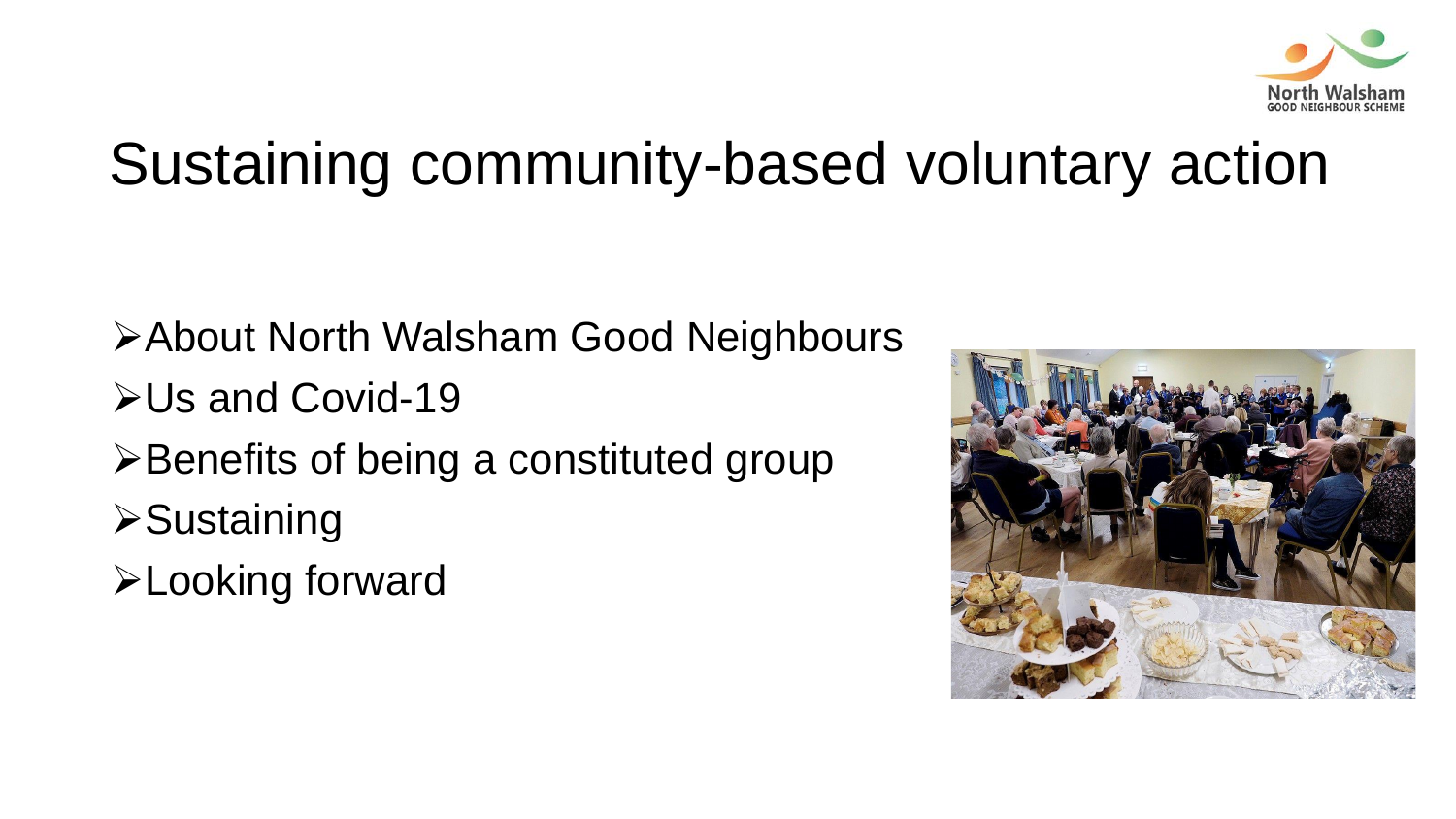# Sustaining community-based voluntary action

- About North Walsham Good Neighbours
- Us and Covid-19
- Benefits of being a constituted group
- Sustaining
- Looking forward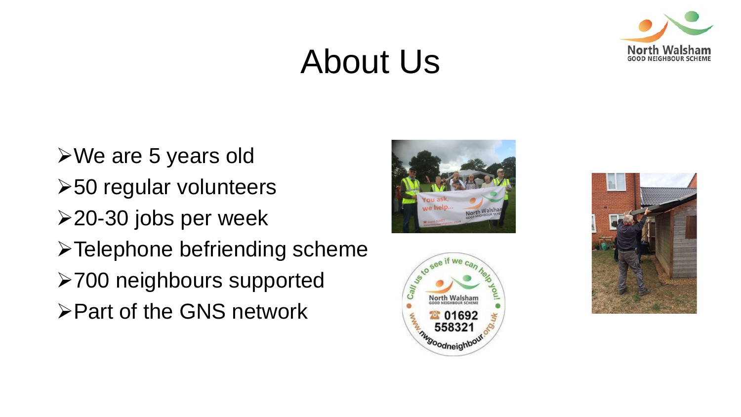# About Us

- We are 5 years old
- 50 regular volunteers
- 20-30 jobs per week
- Telephone befriending scheme
- 700 neighbours supported
- Part of the GNS network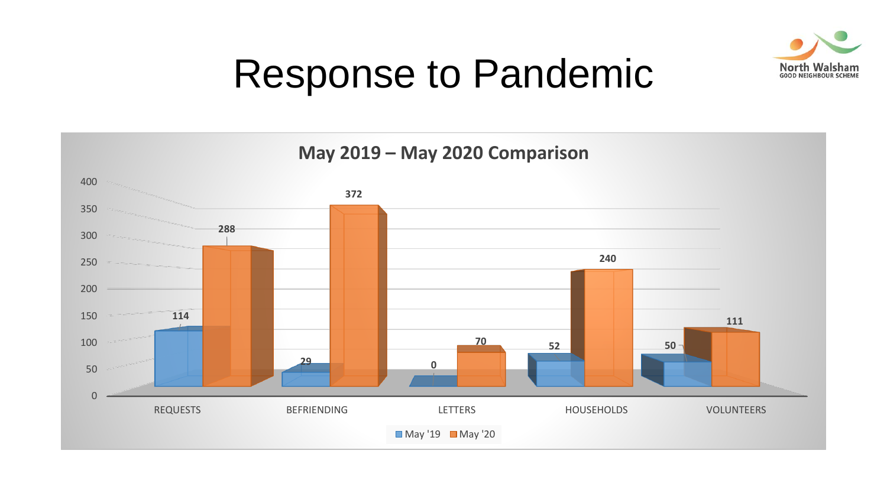# Response to Pandemic

North Walsham
GOOD NEIGHBOUR SCHEME

## May 2019 – May 2020 Comparison

| | May '19 | May '20 |
|---|---|---|
| REQUESTS | 114 | 288 |
| BEFRIENDING | 29 | 372 |
| LETTERS | 0 | 70 |
| HOUSEHOLDS | 52 | 240 |
| VOLUNTEERS | 50 | 111 |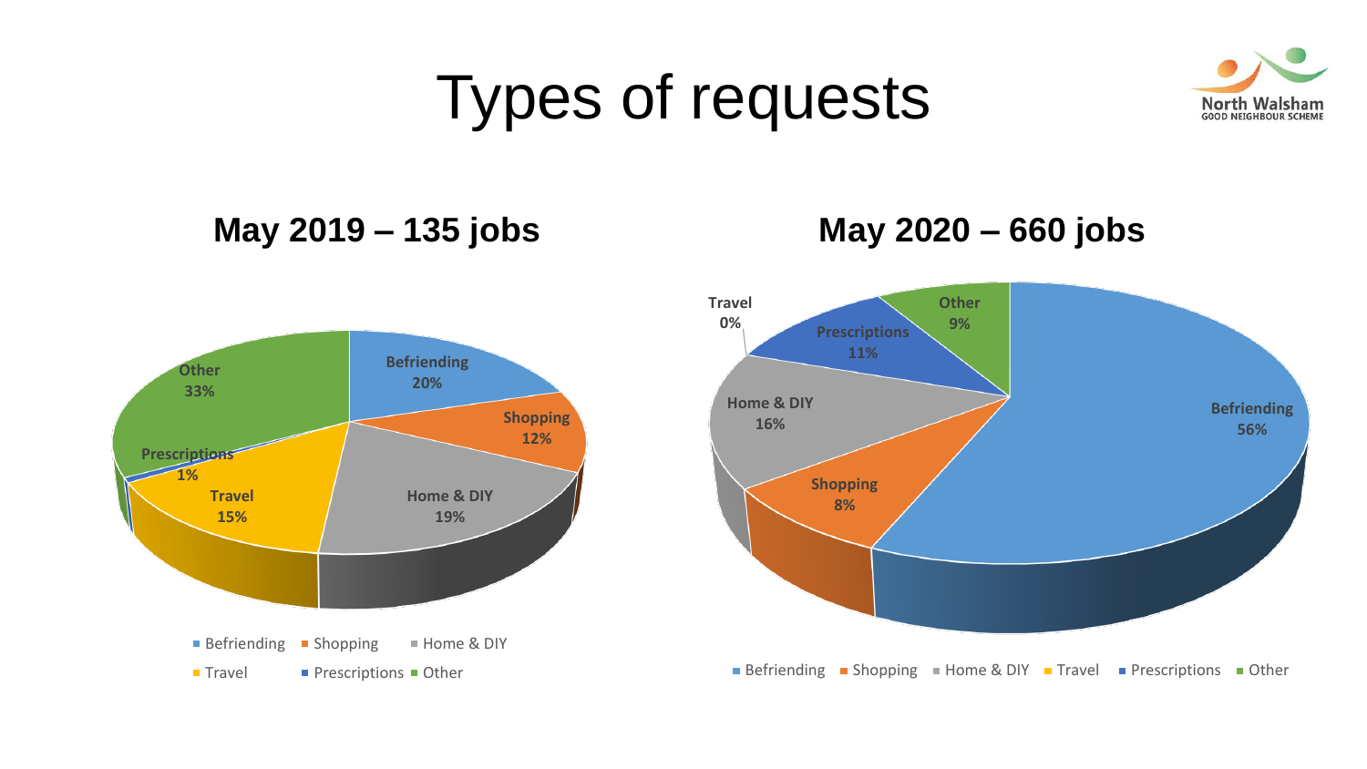# Types of requests

North Walsham
GOOD NEIGHBOUR SCHEME

## May 2019 – 135 jobs

| Type | Share |
| --- | --- |
| Befriending | 20% |
| Shopping | 12% |
| Home & DIY | 19% |
| Travel | 15% |
| Prescriptions | 1% |
| Other | 33% |

## May 2020 – 660 jobs

| Type | Share |
| --- | --- |
| Befriending | 56% |
| Shopping | 8% |
| Home & DIY | 16% |
| Travel | 0% |
| Prescriptions | 11% |
| Other | 9% |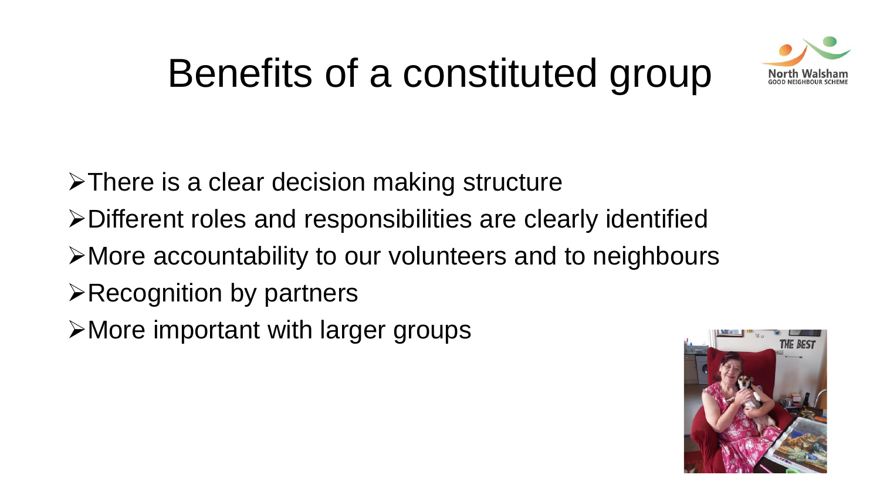# Benefits of a constituted group

- There is a clear decision making structure
- Different roles and responsibilities are clearly identified
- More accountability to our volunteers and to neighbours
- Recognition by partners
- More important with larger groups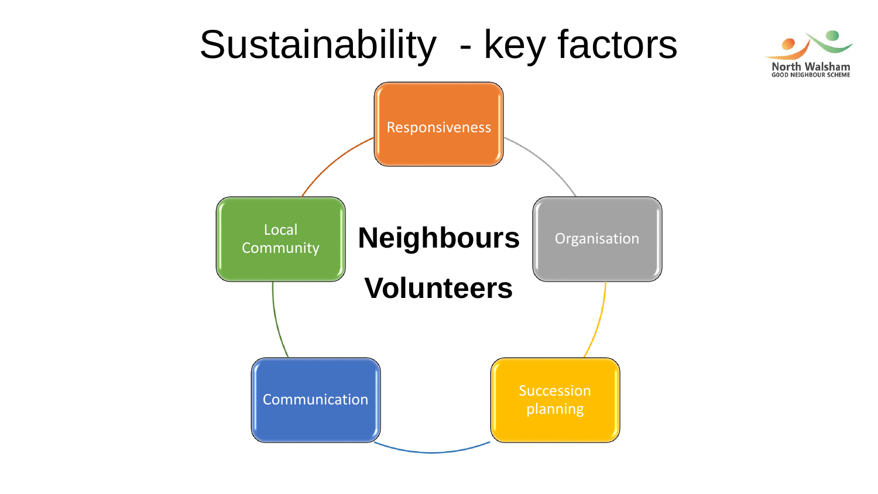# Sustainability - key factors

North Walsham
GOOD NEIGHBOUR SCHEME

**Neighbours**

**Volunteers**

- Responsiveness
- Organisation
- Succession planning
- Communication
- Local Community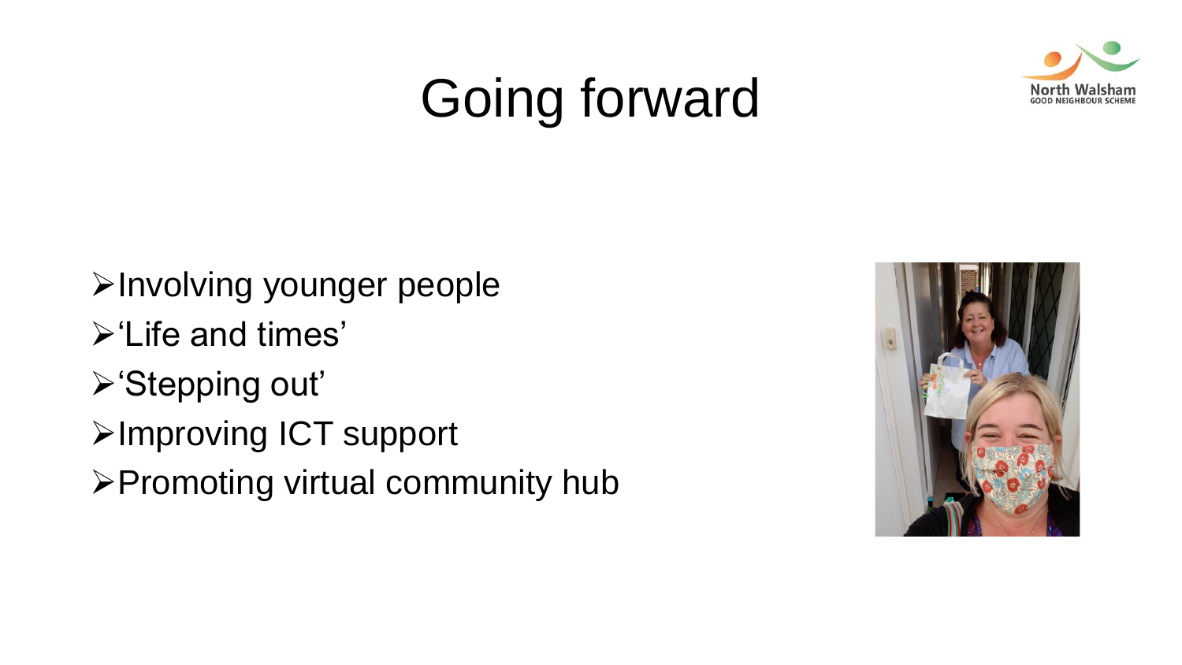# Going forward

- Involving younger people
- 'Life and times'
- 'Stepping out'
- Improving ICT support
- Promoting virtual community hub